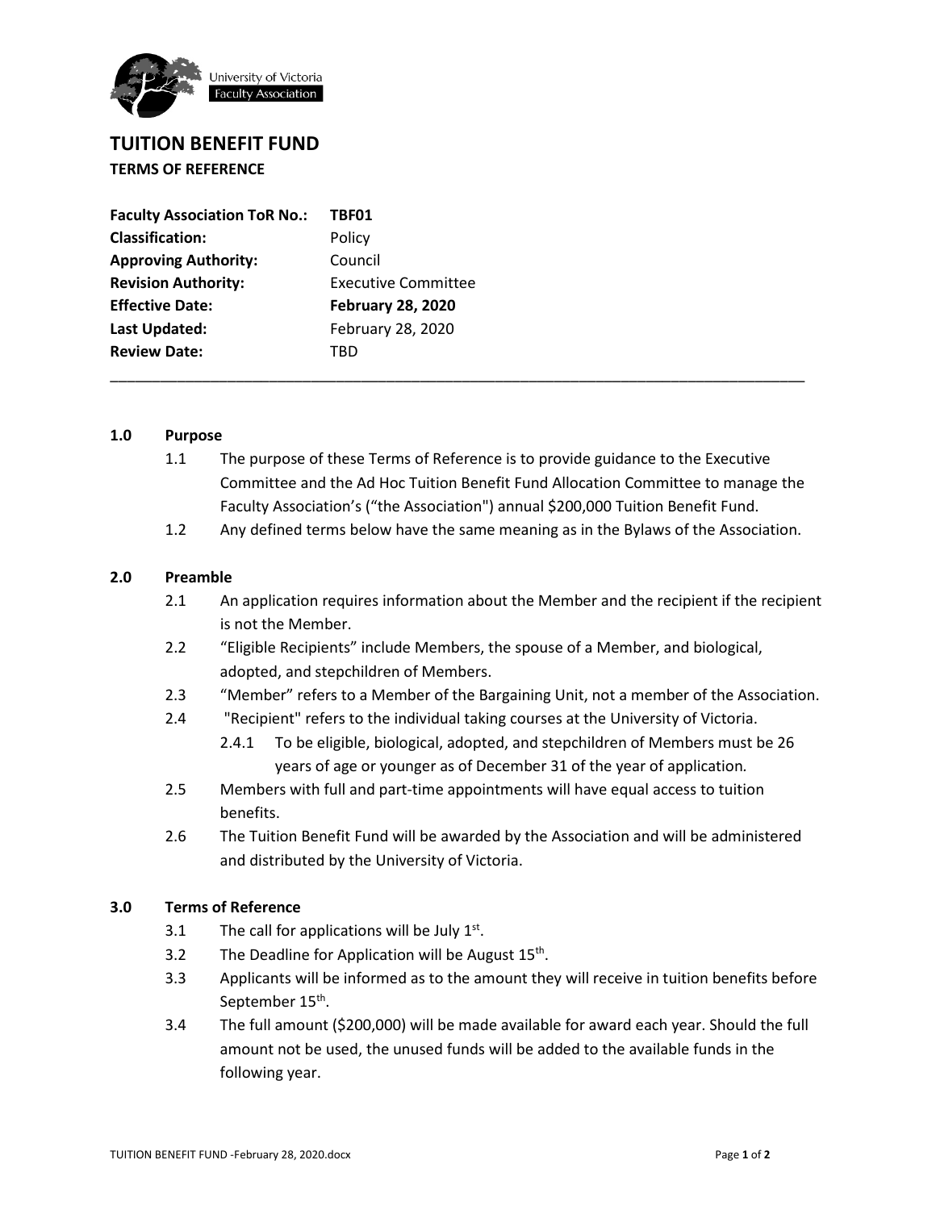University of Victoria
Faculty Association

# TUITION BENEFIT FUND

**TERMS OF REFERENCE**

| | |
|---|---|
| **Faculty Association ToR No.:** | **TBF01** |
| **Classification:** | Policy |
| **Approving Authority:** | Council |
| **Revision Authority:** | Executive Committee |
| **Effective Date:** | **February 28, 2020** |
| **Last Updated:** | February 28, 2020 |
| **Review Date:** | TBD |

---

## 1.0 Purpose

1.1 The purpose of these Terms of Reference is to provide guidance to the Executive Committee and the Ad Hoc Tuition Benefit Fund Allocation Committee to manage the Faculty Association's ("the Association") annual $200,000 Tuition Benefit Fund.

1.2 Any defined terms below have the same meaning as in the Bylaws of the Association.

## 2.0 Preamble

2.1 An application requires information about the Member and the recipient if the recipient is not the Member.

2.2 "Eligible Recipients" include Members, the spouse of a Member, and biological, adopted, and stepchildren of Members.

2.3 "Member" refers to a Member of the Bargaining Unit, not a member of the Association.

2.4 "Recipient" refers to the individual taking courses at the University of Victoria.

2.4.1 To be eligible, biological, adopted, and stepchildren of Members must be 26 years of age or younger as of December 31 of the year of application.

2.5 Members with full and part-time appointments will have equal access to tuition benefits.

2.6 The Tuition Benefit Fund will be awarded by the Association and will be administered and distributed by the University of Victoria.

## 3.0 Terms of Reference

3.1 The call for applications will be July 1st.

3.2 The Deadline for Application will be August 15th.

3.3 Applicants will be informed as to the amount they will receive in tuition benefits before September 15th.

3.4 The full amount ($200,000) will be made available for award each year. Should the full amount not be used, the unused funds will be added to the available funds in the following year.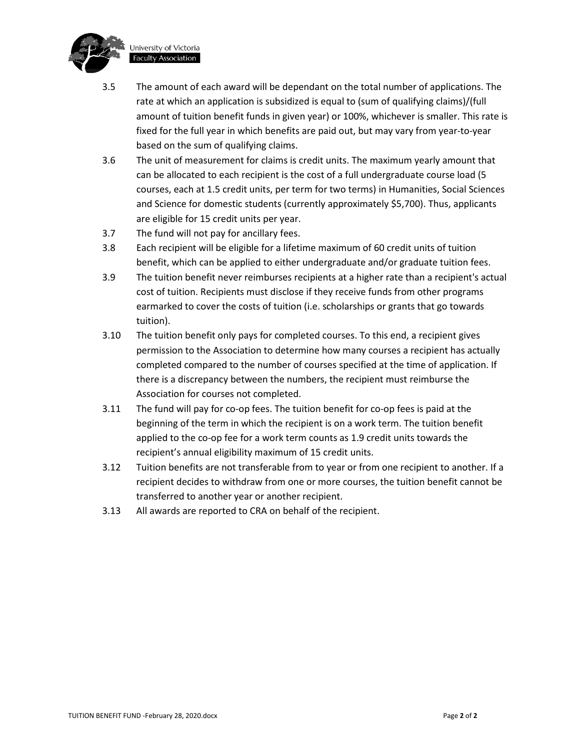3.5 The amount of each award will be dependant on the total number of applications. The rate at which an application is subsidized is equal to (sum of qualifying claims)/(full amount of tuition benefit funds in given year) or 100%, whichever is smaller. This rate is fixed for the full year in which benefits are paid out, but may vary from year-to-year based on the sum of qualifying claims.

3.6 The unit of measurement for claims is credit units. The maximum yearly amount that can be allocated to each recipient is the cost of a full undergraduate course load (5 courses, each at 1.5 credit units, per term for two terms) in Humanities, Social Sciences and Science for domestic students (currently approximately $5,700). Thus, applicants are eligible for 15 credit units per year.

3.7 The fund will not pay for ancillary fees.

3.8 Each recipient will be eligible for a lifetime maximum of 60 credit units of tuition benefit, which can be applied to either undergraduate and/or graduate tuition fees.

3.9 The tuition benefit never reimburses recipients at a higher rate than a recipient's actual cost of tuition. Recipients must disclose if they receive funds from other programs earmarked to cover the costs of tuition (i.e. scholarships or grants that go towards tuition).

3.10 The tuition benefit only pays for completed courses. To this end, a recipient gives permission to the Association to determine how many courses a recipient has actually completed compared to the number of courses specified at the time of application. If there is a discrepancy between the numbers, the recipient must reimburse the Association for courses not completed.

3.11 The fund will pay for co-op fees. The tuition benefit for co-op fees is paid at the beginning of the term in which the recipient is on a work term. The tuition benefit applied to the co-op fee for a work term counts as 1.9 credit units towards the recipient's annual eligibility maximum of 15 credit units.

3.12 Tuition benefits are not transferable from to year or from one recipient to another. If a recipient decides to withdraw from one or more courses, the tuition benefit cannot be transferred to another year or another recipient.

3.13 All awards are reported to CRA on behalf of the recipient.